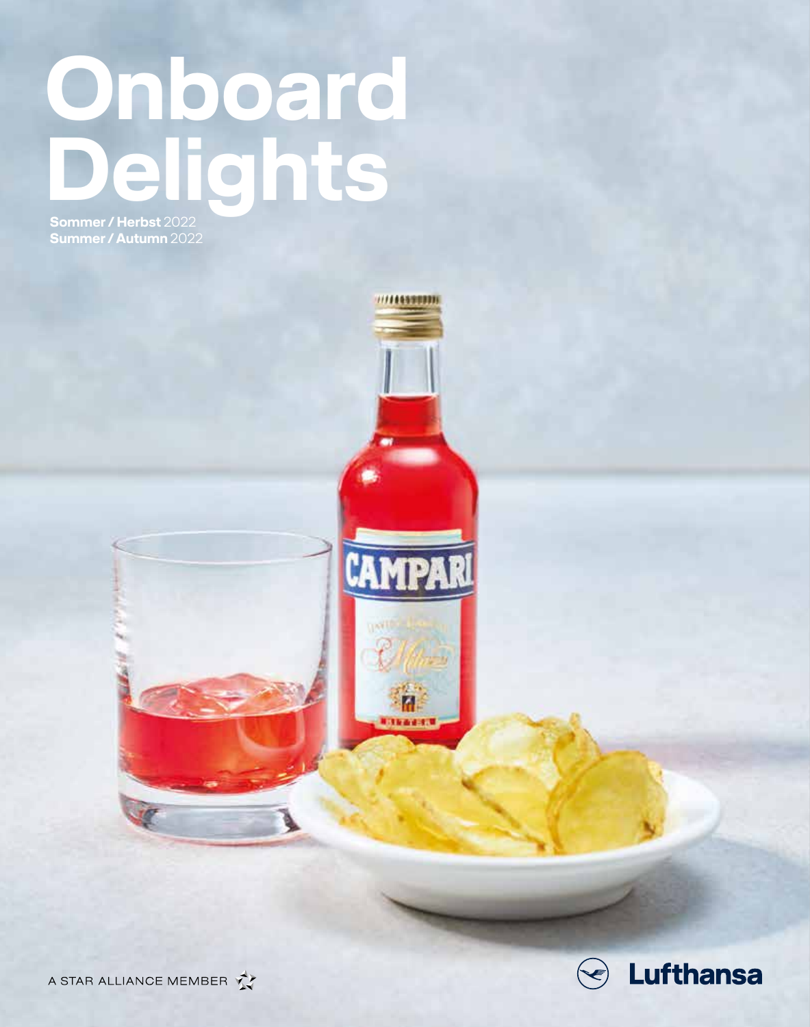# Onboard Delights

**Sommer / Herbst** 2022
**Summer / Autumn** 2022

A STAR ALLIANCE MEMBER

Lufthansa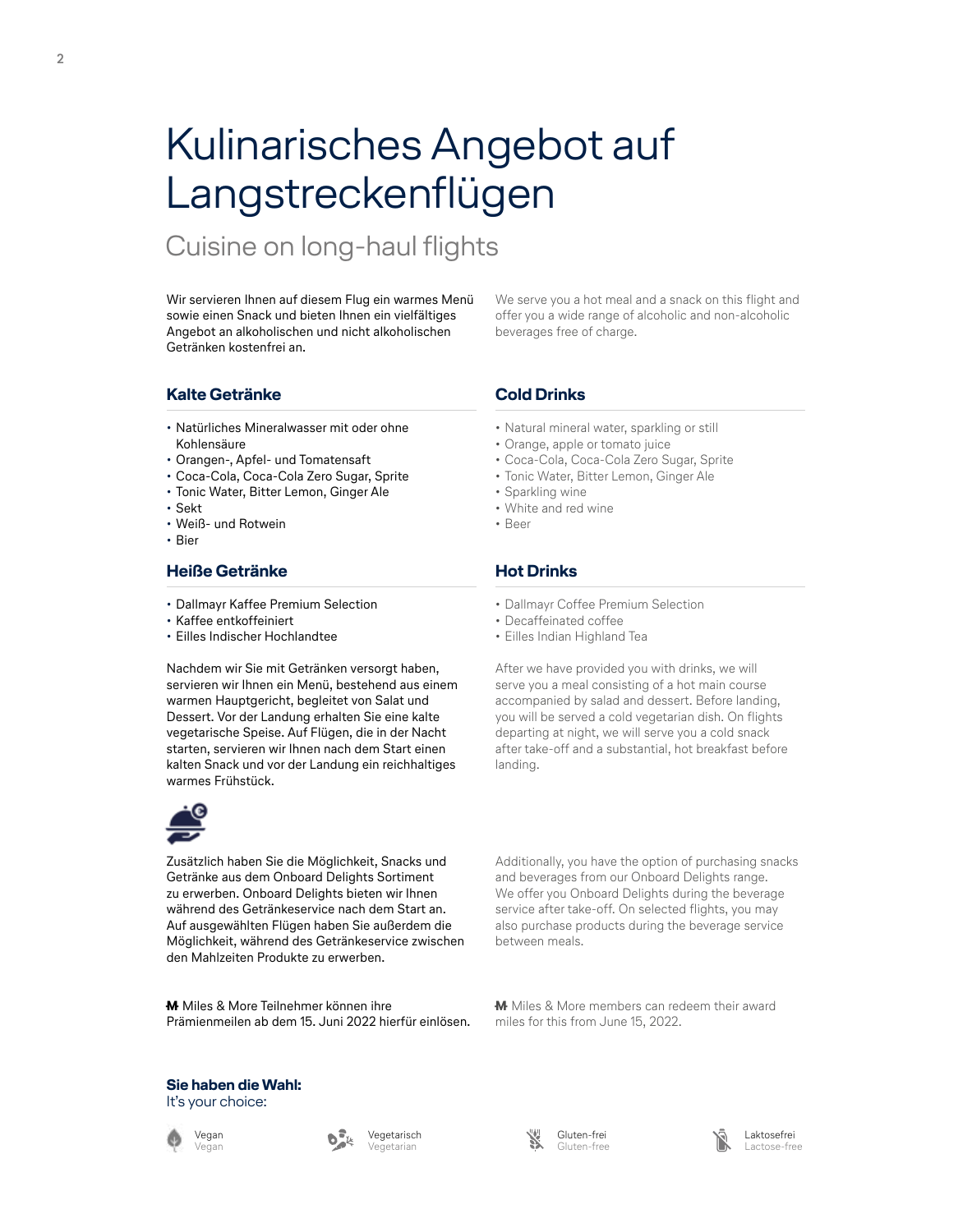# Kulinarisches Angebot auf Langstreckenflügen

## Cuisine on long-haul flights

Wir servieren Ihnen auf diesem Flug ein warmes Menü sowie einen Snack und bieten Ihnen ein vielfältiges Angebot an alkoholischen und nicht alkoholischen Getränken kostenfrei an.

We serve you a hot meal and a snack on this flight and offer you a wide range of alcoholic and non-alcoholic beverages free of charge.

### Kalte Getränke

- Natürliches Mineralwasser mit oder ohne Kohlensäure
- Orangen-, Apfel- und Tomatensaft
- Coca-Cola, Coca-Cola Zero Sugar, Sprite
- Tonic Water, Bitter Lemon, Ginger Ale
- Sekt
- Weiß- und Rotwein
- Bier

### Cold Drinks

- Natural mineral water, sparkling or still
- Orange, apple or tomato juice
- Coca-Cola, Coca-Cola Zero Sugar, Sprite
- Tonic Water, Bitter Lemon, Ginger Ale
- Sparkling wine
- White and red wine
- Beer

### Heiße Getränke

- Dallmayr Kaffee Premium Selection
- Kaffee entkoffeiniert
- Eilles Indischer Hochlandtee

### Hot Drinks

- Dallmayr Coffee Premium Selection
- Decaffeinated coffee
- Eilles Indian Highland Tea

Nachdem wir Sie mit Getränken versorgt haben, servieren wir Ihnen ein Menü, bestehend aus einem warmen Hauptgericht, begleitet von Salat und Dessert. Vor der Landung erhalten Sie eine kalte vegetarische Speise. Auf Flügen, die in der Nacht starten, servieren wir Ihnen nach dem Start einen kalten Snack und vor der Landung ein reichhaltiges warmes Frühstück.

After we have provided you with drinks, we will serve you a meal consisting of a hot main course accompanied by salad and dessert. Before landing, you will be served a cold vegetarian dish. On flights departing at night, we will serve you a cold snack after take-off and a substantial, hot breakfast before landing.

Zusätzlich haben Sie die Möglichkeit, Snacks und Getränke aus dem Onboard Delights Sortiment zu erwerben. Onboard Delights bieten wir Ihnen während des Getränkeservice nach dem Start an. Auf ausgewählten Flügen haben Sie außerdem die Möglichkeit, während des Getränkeservice zwischen den Mahlzeiten Produkte zu erwerben.

Additionally, you have the option of purchasing snacks and beverages from our Onboard Delights range. We offer you Onboard Delights during the beverage service after take-off. On selected flights, you may also purchase products during the beverage service between meals.

M Miles & More Teilnehmer können ihre Prämienmeilen ab dem 15. Juni 2022 hierfür einlösen.

M Miles & More members can redeem their award miles for this from June 15, 2022.

**Sie haben die Wahl:**
It's your choice:

- Vegan / Vegan
- Vegetarisch / Vegetarian
- Gluten-frei / Gluten-free
- Laktosefrei / Lactose-free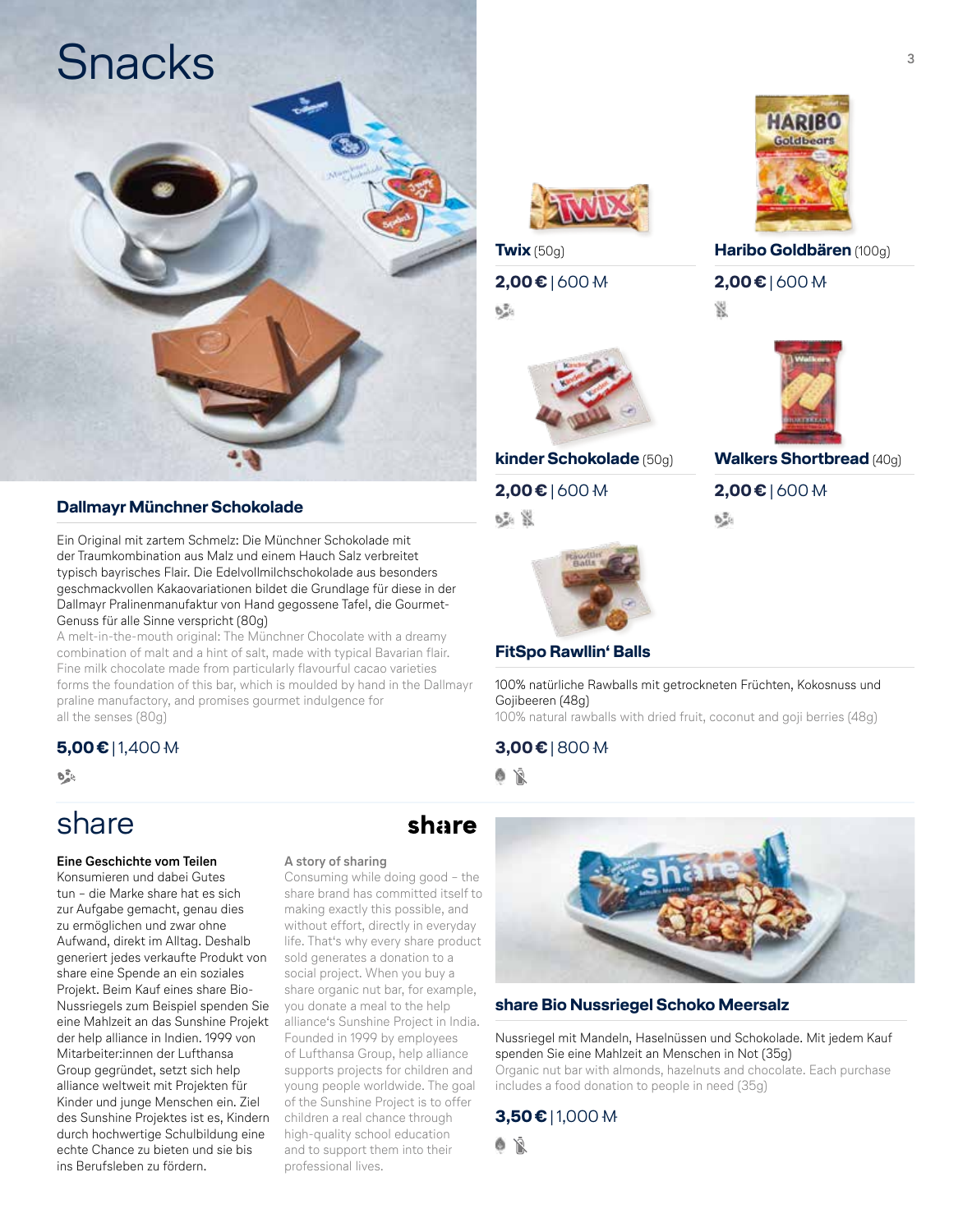# Snacks

## Dallmayr Münchner Schokolade

Ein Original mit zartem Schmelz: Die Münchner Schokolade mit der Traumkombination aus Malz und einem Hauch Salz verbreitet typisch bayrisches Flair. Die Edelvollmilchschokolade aus besonders geschmackvollen Kakaovariationen bildet die Grundlage für diese in der Dallmayr Pralinenmanufaktur von Hand gegossene Tafel, die Gourmet-Genuss für alle Sinne verspricht (80g)

A melt-in-the-mouth original: The Münchner Chocolate with a dreamy combination of malt and a hint of salt, made with typical Bavarian flair. Fine milk chocolate made from particularly flavourful cacao varieties forms the foundation of this bar, which is moulded by hand in the Dallmayr praline manufactory, and promises gourmet indulgence for all the senses (80g)

**5,00 €** | 1,400 M

## Twix (50g)

**2,00 €** | 600 M

## Haribo Goldbären (100g)

**2,00 €** | 600 M

## kinder Schokolade (50g)

**2,00 €** | 600 M

## Walkers Shortbread (40g)

**2,00 €** | 600 M

## FitSpo Rawllin' Balls

100% natürliche Rawballs mit getrockneten Früchten, Kokosnuss und Gojibeeren (48g)

100% natural rawballs with dried fruit, coconut and goji berries (48g)

**3,00 €** | 800 M

# share

share

**Eine Geschichte vom Teilen**

Konsumieren und dabei Gutes tun – die Marke share hat es sich zur Aufgabe gemacht, genau dies zu ermöglichen und zwar ohne Aufwand, direkt im Alltag. Deshalb generiert jedes verkaufte Produkt von share eine Spende an ein soziales Projekt. Beim Kauf eines share Bio-Nussriegels zum Beispiel spenden Sie eine Mahlzeit an das Sunshine Projekt der help alliance in Indien. 1999 von Mitarbeiter:innen der Lufthansa Group gegründet, setzt sich help alliance weltweit mit Projekten für Kinder und junge Menschen ein. Ziel des Sunshine Projektes ist es, Kindern durch hochwertige Schulbildung eine echte Chance zu bieten und sie bis ins Berufsleben zu fördern.

**A story of sharing**

Consuming while doing good – the share brand has committed itself to making exactly this possible, and without effort, directly in everyday life. That's why every share product sold generates a donation to a social project. When you buy a share organic nut bar, for example, you donate a meal to the help alliance's Sunshine Project in India. Founded in 1999 by employees of Lufthansa Group, help alliance supports projects for children and young people worldwide. The goal of the Sunshine Project is to offer children a real chance through high-quality school education and to support them into their professional lives.

## share Bio Nussriegel Schoko Meersalz

Nussriegel mit Mandeln, Haselnüssen und Schokolade. Mit jedem Kauf spenden Sie eine Mahlzeit an Menschen in Not (35g)

Organic nut bar with almonds, hazelnuts and chocolate. Each purchase includes a food donation to people in need (35g)

**3,50 €** | 1,000 M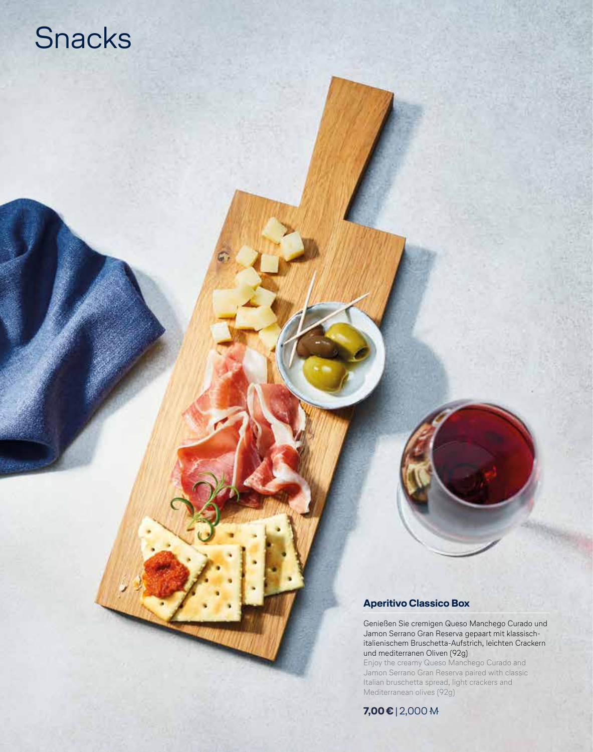# Snacks

### Aperitivo Classico Box

Genießen Sie cremigen Queso Manchego Curado und Jamon Serrano Gran Reserva gepaart mit klassisch-italienischem Bruschetta-Aufstrich, leichten Crackern und mediterranen Oliven (92g)

Enjoy the creamy Queso Manchego Curado and Jamon Serrano Gran Reserva paired with classic Italian bruschetta spread, light crackers and Mediterranean olives (92g)

**7,00 €** | 2,000 M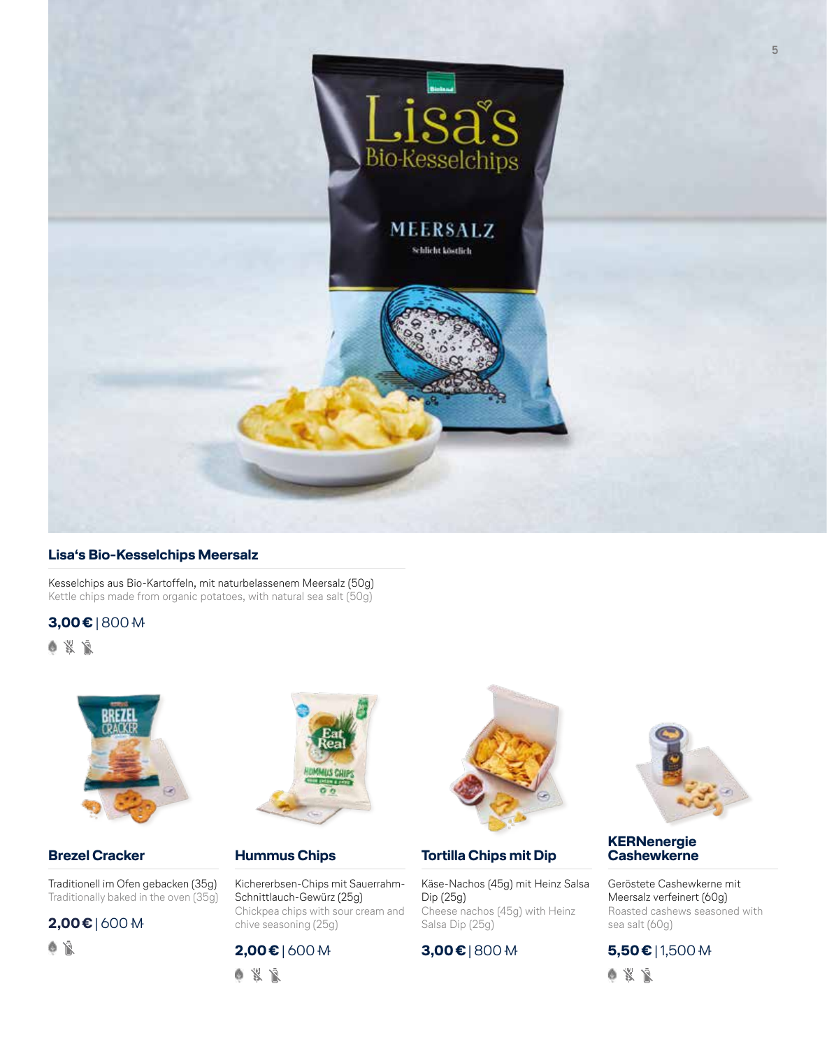## Lisa‘s Bio-Kesselchips Meersalz

Kesselchips aus Bio-Kartoffeln, mit naturbelassenem Meersalz (50g)
Kettle chips made from organic potatoes, with natural sea salt (50g)

**3,00 €** | 800 M

## Brezel Cracker

Traditionell im Ofen gebacken (35g)
Traditionally baked in the oven (35g)

**2,00 €** | 600 M

## Hummus Chips

Kichererbsen-Chips mit Sauerrahm-Schnittlauch-Gewürz (25g)
Chickpea chips with sour cream and chive seasoning (25g)

**2,00 €** | 600 M

## Tortilla Chips mit Dip

Käse-Nachos (45g) mit Heinz Salsa Dip (25g)
Cheese nachos (45g) with Heinz Salsa Dip (25g)

**3,00 €** | 800 M

## KERNenergie Cashewkerne

Geröstete Cashewkerne mit Meersalz verfeinert (60g)
Roasted cashews seasoned with sea salt (60g)

**5,50 €** | 1,500 M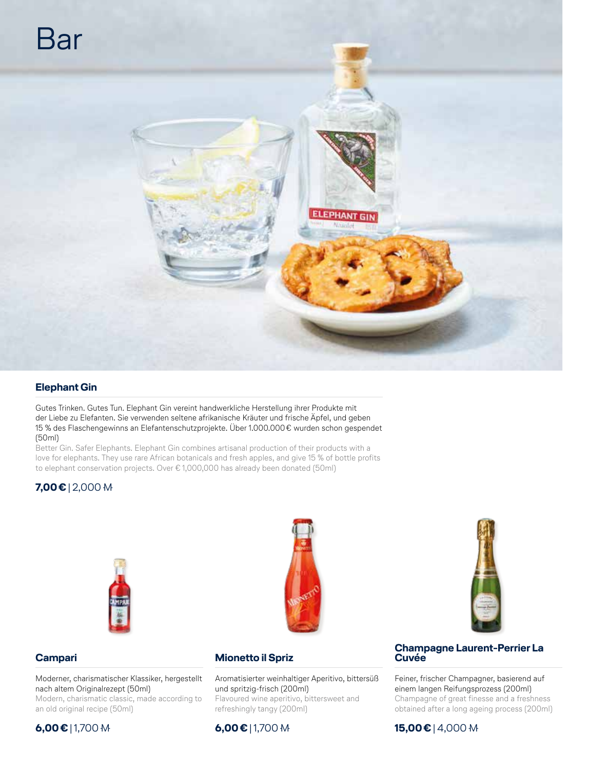# Bar

## Elephant Gin

Gutes Trinken. Gutes Tun. Elephant Gin vereint handwerkliche Herstellung ihrer Produkte mit der Liebe zu Elefanten. Sie verwenden seltene afrikanische Kräuter und frische Äpfel, und geben 15 % des Flaschengewinns an Elefantenschutzprojekte. Über 1.000.000 € wurden schon gespendet (50ml)

Better Gin. Safer Elephants. Elephant Gin combines artisanal production of their products with a love for elephants. They use rare African botanicals and fresh apples, and give 15 % of bottle profits to elephant conservation projects. Over € 1,000,000 has already been donated (50ml)

**7,00 €** | 2,000 M

## Campari

Moderner, charismatischer Klassiker, hergestellt nach altem Originalrezept (50ml)

Modern, charismatic classic, made according to an old original recipe (50ml)

**6,00 €** | 1,700 M

## Mionetto il Spriz

Aromatisierter weinhaltiger Aperitivo, bittersüß und spritzig-frisch (200ml)

Flavoured wine aperitivo, bittersweet and refreshingly tangy (200ml)

**6,00 €** | 1,700 M

## Champagne Laurent-Perrier La Cuvée

Feiner, frischer Champagner, basierend auf einem langen Reifungsprozess (200ml)

Champagne of great finesse and a freshness obtained after a long ageing process (200ml)

**15,00 €** | 4,000 M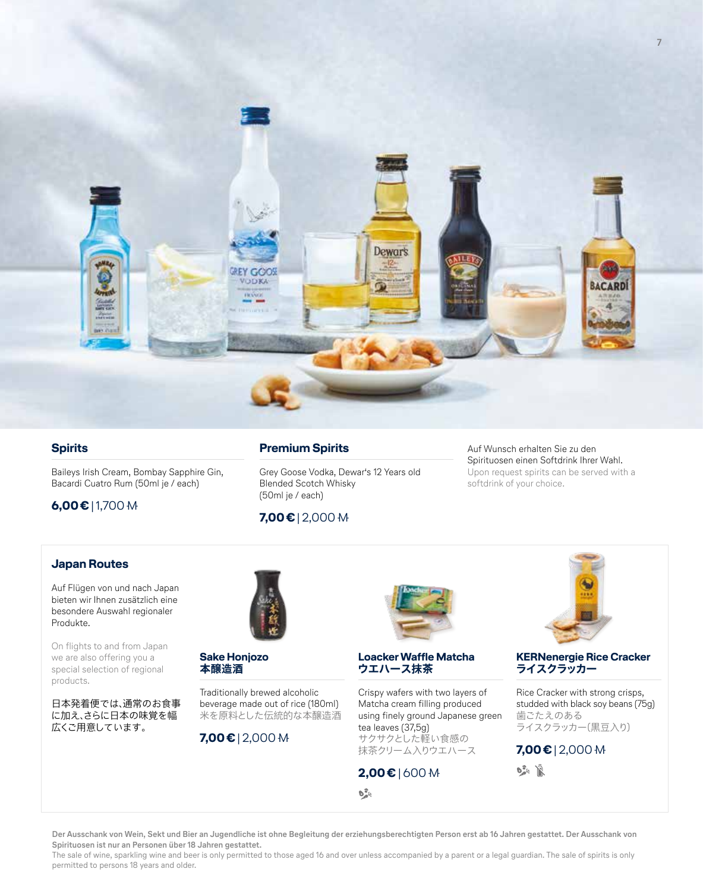## Spirits

Baileys Irish Cream, Bombay Sapphire Gin, Bacardi Cuatro Rum (50ml je / each)

**6,00 €** | 1,700 M

## Premium Spirits

Grey Goose Vodka, Dewar's 12 Years old Blended Scotch Whisky (50ml je / each)

**7,00 €** | 2,000 M

Auf Wunsch erhalten Sie zu den Spirituosen einen Softdrink Ihrer Wahl.
Upon request spirits can be served with a softdrink of your choice.

## Japan Routes

Auf Flügen von und nach Japan bieten wir Ihnen zusätzlich eine besondere Auswahl regionaler Produkte.

On flights to and from Japan we are also offering you a special selection of regional products.

日本発着便では､通常のお食事に加え､さらに日本の味覚を幅広くご用意しています。

### Sake Honjozo
### 本醸造酒

Traditionally brewed alcoholic beverage made out of rice (180ml)
米を原料とした伝統的な本醸造酒

**7,00 €** | 2,000 M

### Loacker Waffle Matcha
### ウエハース抹茶

Crispy wafers with two layers of Matcha cream filling produced using finely ground Japanese green tea leaves (37,5g)
サクサクとした軽い食感の抹茶クリーム入りウエハース

**2,00 €** | 600 M

### KERNenergie Rice Cracker
### ライスクラッカー

Rice Cracker with strong crisps, studded with black soy beans (75g)
歯ごたえのあるライスクラッカー(黒豆入り)

**7,00 €** | 2,000 M

**Der Ausschank von Wein, Sekt und Bier an Jugendliche ist ohne Begleitung der erziehungsberechtigten Person erst ab 16 Jahren gestattet. Der Ausschank von Spirituosen ist nur an Personen über 18 Jahren gestattet.**

The sale of wine, sparkling wine and beer is only permitted to those aged 16 and over unless accompanied by a parent or a legal guardian. The sale of spirits is only permitted to persons 18 years and older.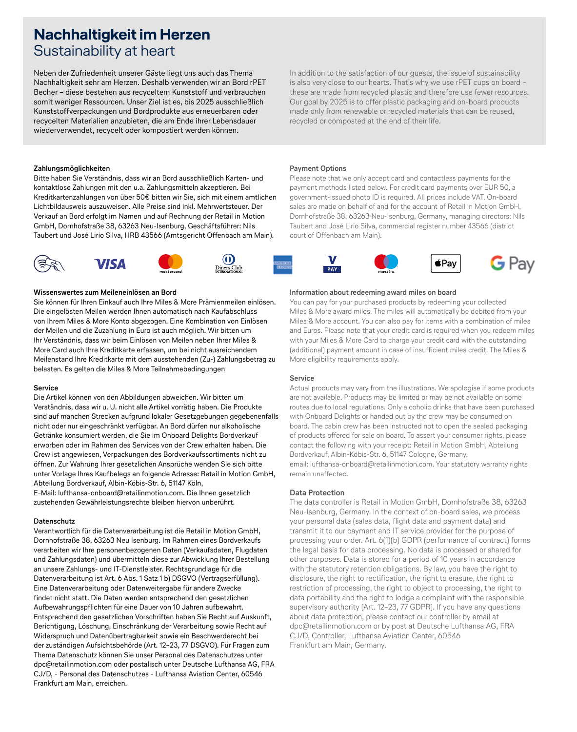# Nachhaltigkeit im Herzen
## Sustainability at heart

Neben der Zufriedenheit unserer Gäste liegt uns auch das Thema Nachhaltigkeit sehr am Herzen. Deshalb verwenden wir an Bord rPET Becher – diese bestehen aus recyceltem Kunststoff und verbrauchen somit weniger Ressourcen. Unser Ziel ist es, bis 2025 ausschließlich Kunststoffverpackungen und Bordprodukte aus erneuerbaren oder recycelten Materialien anzubieten, die am Ende ihrer Lebensdauer wiederverwendet, recycelt oder kompostiert werden können.

In addition to the satisfaction of our guests, the issue of sustainability is also very close to our hearts. That's why we use rPET cups on board – these are made from recycled plastic and therefore use fewer resources. Our goal by 2025 is to offer plastic packaging and on-board products made only from renewable or recycled materials that can be reused, recycled or composted at the end of their life.

**Zahlungsmöglichkeiten**

Bitte haben Sie Verständnis, dass wir an Bord ausschließlich Karten- und kontaktlose Zahlungen mit den u.a. Zahlungsmitteln akzeptieren. Bei Kreditkartenzahlungen von über 50€ bitten wir Sie, sich mit einem amtlichen Lichtbildausweis auszuweisen. Alle Preise sind inkl. Mehrwertsteuer. Der Verkauf an Bord erfolgt im Namen und auf Rechnung der Retail in Motion GmbH, Dornhofstraße 38, 63263 Neu-Isenburg, Geschäftsführer: Nils Taubert und José Lirio Silva, HRB 43566 (Amtsgericht Offenbach am Main).

**Payment Options**

Please note that we only accept card and contactless payments for the payment methods listed below. For credit card payments over EUR 50, a government-issued photo ID is required. All prices include VAT. On-board sales are made on behalf of and for the account of Retail in Motion GmbH, Dornhofstraße 38, 63263 Neu-Isenburg, Germany, managing directors: Nils Taubert and José Lirio Silva, commercial register number 43566 (district court of Offenbach am Main).

VISA mastercard Diners Club International American Express V PAY maestro Apple Pay G Pay

**Wissenswertes zum Meileneinlösen an Bord**

Sie können für Ihren Einkauf auch Ihre Miles & More Prämienmeilen einlösen. Die eingelösten Meilen werden Ihnen automatisch nach Kaufabschluss von Ihrem Miles & More Konto abgezogen. Eine Kombination von Einlösen der Meilen und die Zuzahlung in Euro ist auch möglich. Wir bitten um Ihr Verständnis, dass wir beim Einlösen von Meilen neben Ihrer Miles & More Card auch Ihre Kreditkarte erfassen, um bei nicht ausreichendem Meilenstand Ihre Kreditkarte mit dem ausstehenden (Zu-) Zahlungsbetrag zu belasten. Es gelten die Miles & More Teilnahmebedingungen

**Information about redeeming award miles on board**

You can pay for your purchased products by redeeming your collected Miles & More award miles. The miles will automatically be debited from your Miles & More account. You can also pay for items with a combination of miles and Euros. Please note that your credit card is required when you redeem miles with your Miles & More Card to charge your credit card with the outstanding (additional) payment amount in case of insufficient miles credit. The Miles & More eligibility requirements apply.

**Service**

Die Artikel können von den Abbildungen abweichen. Wir bitten um Verständnis, dass wir u. U. nicht alle Artikel vorrätig haben. Die Produkte sind auf manchen Strecken aufgrund lokaler Gesetzgebungen gegebenenfalls nicht oder nur eingeschränkt verfügbar. An Bord dürfen nur alkoholische Getränke konsumiert werden, die Sie im Onboard Delights Bordverkauf erworben oder im Rahmen des Services von der Crew erhalten haben. Die Crew ist angewiesen, Verpackungen des Bordverkaufssortiments nicht zu öffnen. Zur Wahrung Ihrer gesetzlichen Ansprüche wenden Sie sich bitte unter Vorlage Ihres Kaufbelegs an folgende Adresse: Retail in Motion GmbH, Abteilung Bordverkauf, Albin-Köbis-Str. 6, 51147 Köln,
E-Mail: lufthansa-onboard@retailinmotion.com. Die Ihnen gesetzlich zustehenden Gewährleistungsrechte bleiben hiervon unberührt.

**Service**

Actual products may vary from the illustrations. We apologise if some products are not available. Products may be limited or may be not available on some routes due to local regulations. Only alcoholic drinks that have been purchased with Onboard Delights or handed out by the crew may be consumed on board. The cabin crew has been instructed not to open the sealed packaging of products offered for sale on board. To assert your consumer rights, please contact the following with your receipt: Retail in Motion GmbH, Abteilung Bordverkauf, Albin-Köbis-Str. 6, 51147 Cologne, Germany,
email: lufthansa-onboard@retailinmotion.com. Your statutory warranty rights remain unaffected.

**Datenschutz**

Verantwortlich für die Datenverarbeitung ist die Retail in Motion GmbH, Dornhofstraße 38, 63263 Neu Isenburg. Im Rahmen eines Bordverkaufs verarbeiten wir Ihre personenbezogenen Daten (Verkaufsdaten, Flugdaten und Zahlungsdaten) und übermitteln diese zur Abwicklung Ihrer Bestellung an unsere Zahlungs- und IT-Dienstleister. Rechtsgrundlage für die Datenverarbeitung ist Art. 6 Abs. 1 Satz 1 b) DSGVO (Vertragserfüllung). Eine Datenverarbeitung oder Datenweitergabe für andere Zwecke findet nicht statt. Die Daten werden entsprechend den gesetzlichen Aufbewahrungspflichten für eine Dauer von 10 Jahren aufbewahrt. Entsprechend den gesetzlichen Vorschriften haben Sie ein Recht auf Auskunft, Berichtigung, Löschung, Einschränkung der Verarbeitung sowie Recht auf Widerspruch und Datenübertragbarkeit sowie ein Beschwerderecht bei der zuständigen Aufsichtsbehörde (Art. 12–23, 77 DSGVO). Für Fragen zum Thema Datenschutz können Sie unser Personal des Datenschutzes unter dpc@retailinmotion.com oder postalisch unter Deutsche Lufthansa AG, FRA CJ/D, - Personal des Datenschutzes - Lufthansa Aviation Center, 60546 Frankfurt am Main, erreichen.

**Data Protection**

The data controller is Retail in Motion GmbH, Dornhofstraße 38, 63263 Neu-Isenburg, Germany. In the context of on-board sales, we process your personal data (sales data, flight data and payment data) and transmit it to our payment and IT service provider for the purpose of processing your order. Art. 6(1)(b) GDPR (performance of contract) forms the legal basis for data processing. No data is processed or shared for other purposes. Data is stored for a period of 10 years in accordance with the statutory retention obligations. By law, you have the right to disclosure, the right to rectification, the right to erasure, the right to restriction of processing, the right to object to processing, the right to data portability and the right to lodge a complaint with the responsible supervisory authority (Art. 12–23, 77 GDPR). If you have any questions about data protection, please contact our controller by email at dpc@retailinmotion.com or by post at Deutsche Lufthansa AG, FRA CJ/D, Controller, Lufthansa Aviation Center, 60546 Frankfurt am Main, Germany.